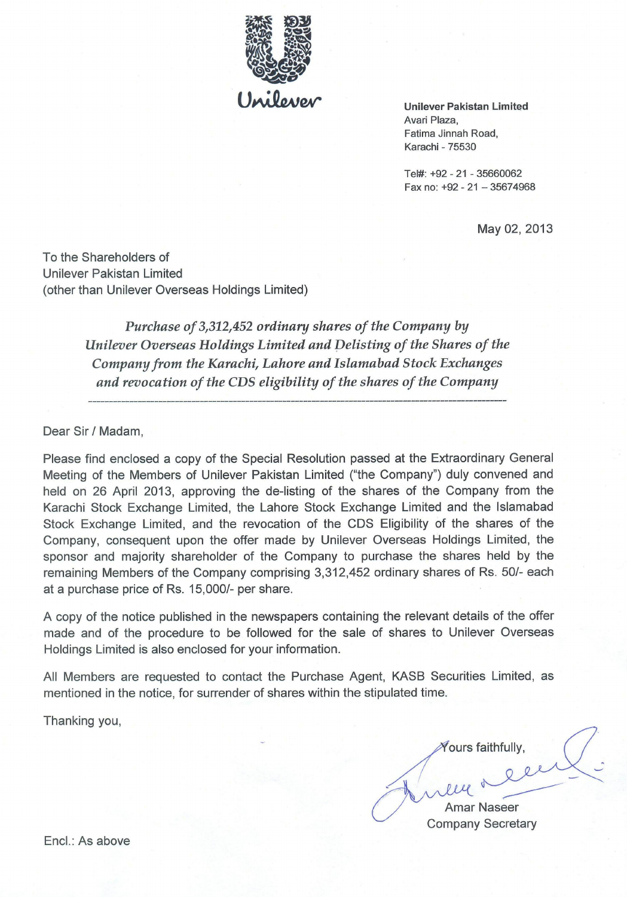Unilever

**Unilever Pakistan Limited**
Avari Plaza,
Fatima Jinnah Road,
Karachi - 75530

Tel#: +92 - 21 - 35660062
Fax no: +92 - 21 – 35674968

May 02, 2013

To the Shareholders of
Unilever Pakistan Limited
(other than Unilever Overseas Holdings Limited)

***Purchase of 3,312,452 ordinary shares of the Company by Unilever Overseas Holdings Limited and Delisting of the Shares of the Company from the Karachi, Lahore and Islamabad Stock Exchanges and revocation of the CDS eligibility of the shares of the Company***

---

Dear Sir / Madam,

Please find enclosed a copy of the Special Resolution passed at the Extraordinary General Meeting of the Members of Unilever Pakistan Limited ("the Company") duly convened and held on 26 April 2013, approving the de-listing of the shares of the Company from the Karachi Stock Exchange Limited, the Lahore Stock Exchange Limited and the Islamabad Stock Exchange Limited, and the revocation of the CDS Eligibility of the shares of the Company, consequent upon the offer made by Unilever Overseas Holdings Limited, the sponsor and majority shareholder of the Company to purchase the shares held by the remaining Members of the Company comprising 3,312,452 ordinary shares of Rs. 50/- each at a purchase price of Rs. 15,000/- per share.

A copy of the notice published in the newspapers containing the relevant details of the offer made and of the procedure to be followed for the sale of shares to Unilever Overseas Holdings Limited is also enclosed for your information.

All Members are requested to contact the Purchase Agent, KASB Securities Limited, as mentioned in the notice, for surrender of shares within the stipulated time.

Thanking you,

Yours faithfully,

Amar Naseer
Company Secretary

Encl.: As above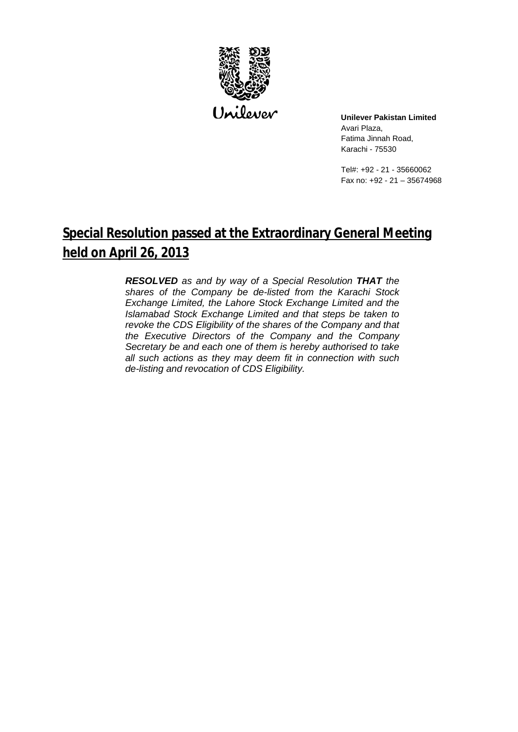**Unilever Pakistan Limited**
Avari Plaza,
Fatima Jinnah Road,
Karachi - 75530

Tel#: +92 - 21 - 35660062
Fax no: +92 - 21 – 35674968

# Special Resolution passed at the Extraordinary General Meeting held on April 26, 2013

***RESOLVED*** *as and by way of a Special Resolution* ***THAT*** *the shares of the Company be de-listed from the Karachi Stock Exchange Limited, the Lahore Stock Exchange Limited and the Islamabad Stock Exchange Limited and that steps be taken to revoke the CDS Eligibility of the shares of the Company and that the Executive Directors of the Company and the Company Secretary be and each one of them is hereby authorised to take all such actions as they may deem fit in connection with such de-listing and revocation of CDS Eligibility.*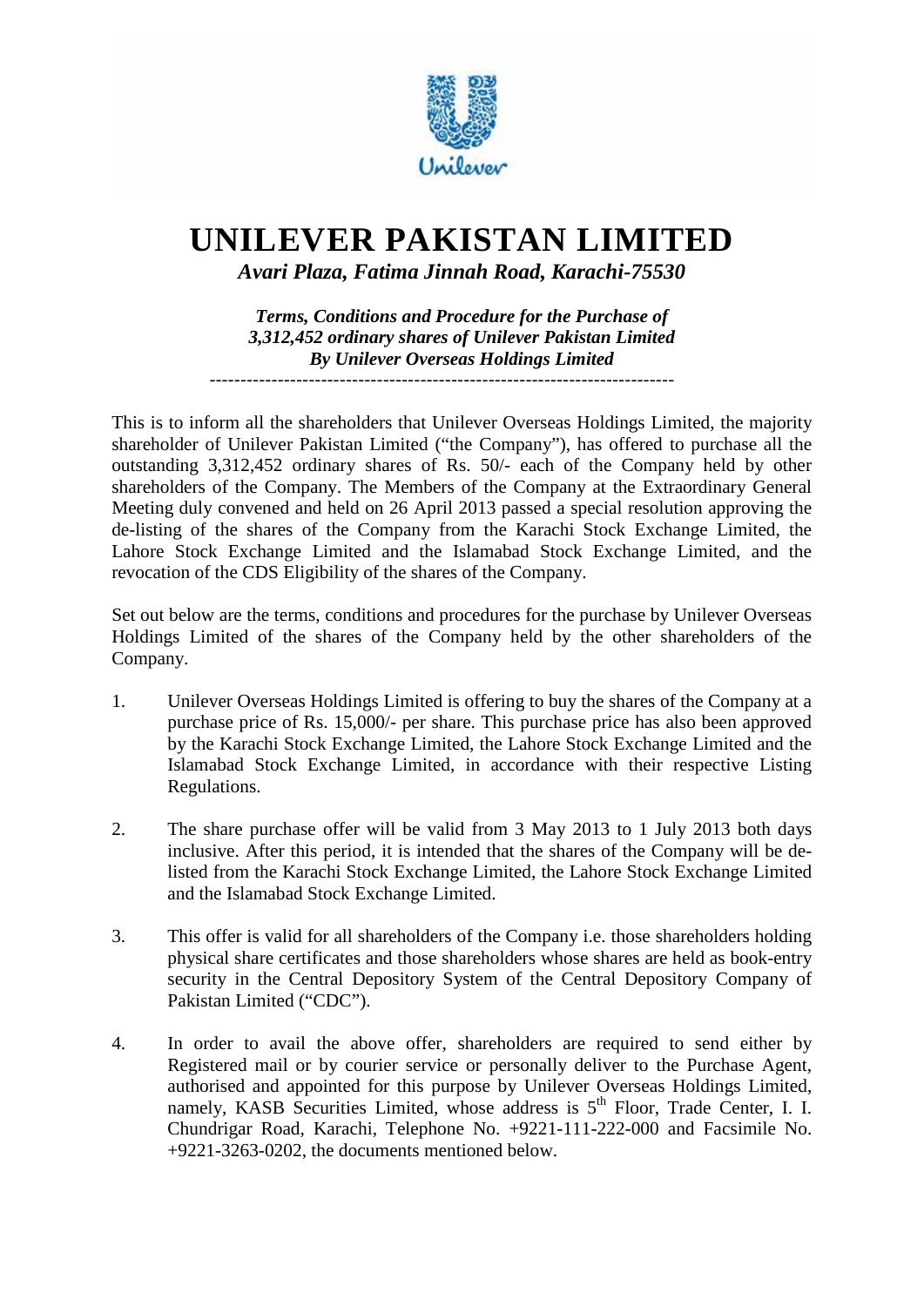# UNILEVER PAKISTAN LIMITED

***Avari Plaza, Fatima Jinnah Road, Karachi-75530***

***Terms, Conditions and Procedure for the Purchase of 3,312,452 ordinary shares of Unilever Pakistan Limited By Unilever Overseas Holdings Limited***

---

This is to inform all the shareholders that Unilever Overseas Holdings Limited, the majority shareholder of Unilever Pakistan Limited ("the Company"), has offered to purchase all the outstanding 3,312,452 ordinary shares of Rs. 50/- each of the Company held by other shareholders of the Company. The Members of the Company at the Extraordinary General Meeting duly convened and held on 26 April 2013 passed a special resolution approving the de-listing of the shares of the Company from the Karachi Stock Exchange Limited, the Lahore Stock Exchange Limited and the Islamabad Stock Exchange Limited, and the revocation of the CDS Eligibility of the shares of the Company.

Set out below are the terms, conditions and procedures for the purchase by Unilever Overseas Holdings Limited of the shares of the Company held by the other shareholders of the Company.

1. Unilever Overseas Holdings Limited is offering to buy the shares of the Company at a purchase price of Rs. 15,000/- per share. This purchase price has also been approved by the Karachi Stock Exchange Limited, the Lahore Stock Exchange Limited and the Islamabad Stock Exchange Limited, in accordance with their respective Listing Regulations.

2. The share purchase offer will be valid from 3 May 2013 to 1 July 2013 both days inclusive. After this period, it is intended that the shares of the Company will be de-listed from the Karachi Stock Exchange Limited, the Lahore Stock Exchange Limited and the Islamabad Stock Exchange Limited.

3. This offer is valid for all shareholders of the Company i.e. those shareholders holding physical share certificates and those shareholders whose shares are held as book-entry security in the Central Depository System of the Central Depository Company of Pakistan Limited ("CDC").

4. In order to avail the above offer, shareholders are required to send either by Registered mail or by courier service or personally deliver to the Purchase Agent, authorised and appointed for this purpose by Unilever Overseas Holdings Limited, namely, KASB Securities Limited, whose address is 5th Floor, Trade Center, I. I. Chundrigar Road, Karachi, Telephone No. +9221-111-222-000 and Facsimile No. +9221-3263-0202, the documents mentioned below.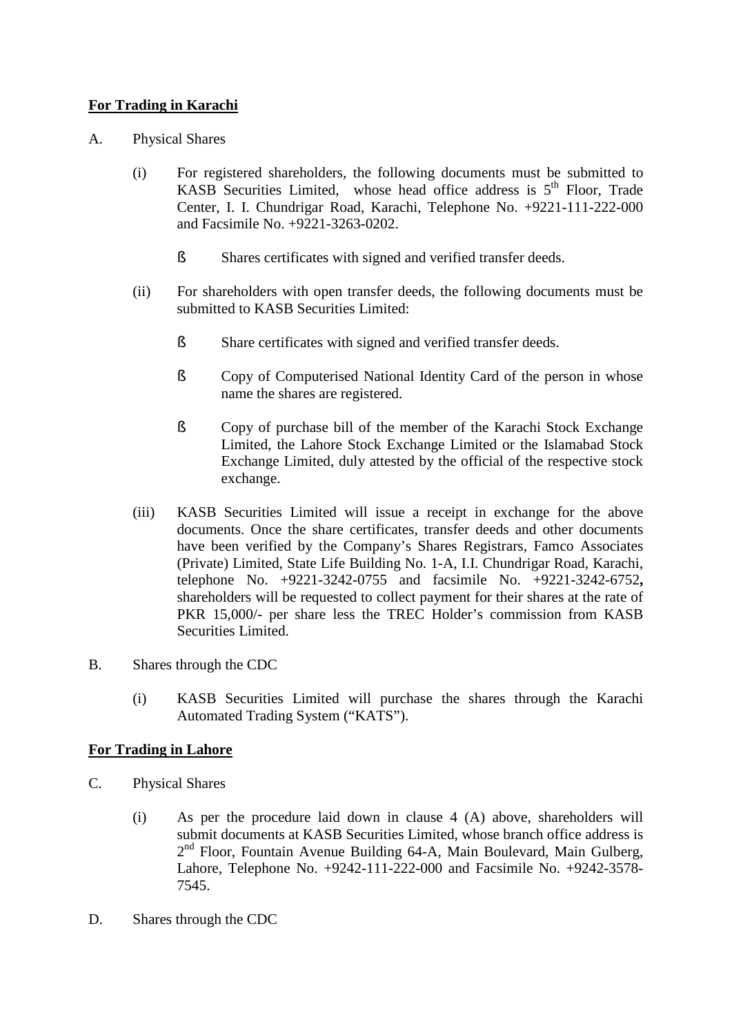**For Trading in Karachi**

A. Physical Shares

(i) For registered shareholders, the following documents must be submitted to KASB Securities Limited, whose head office address is 5th Floor, Trade Center, I. I. Chundrigar Road, Karachi, Telephone No. +9221-111-222-000 and Facsimile No. +9221-3263-0202.

- Shares certificates with signed and verified transfer deeds.

(ii) For shareholders with open transfer deeds, the following documents must be submitted to KASB Securities Limited:

- Share certificates with signed and verified transfer deeds.
- Copy of Computerised National Identity Card of the person in whose name the shares are registered.
- Copy of purchase bill of the member of the Karachi Stock Exchange Limited, the Lahore Stock Exchange Limited or the Islamabad Stock Exchange Limited, duly attested by the official of the respective stock exchange.

(iii) KASB Securities Limited will issue a receipt in exchange for the above documents. Once the share certificates, transfer deeds and other documents have been verified by the Company's Shares Registrars, Famco Associates (Private) Limited, State Life Building No. 1-A, I.I. Chundrigar Road, Karachi, telephone No. +9221-3242-0755 and facsimile No. +9221-3242-6752**,** shareholders will be requested to collect payment for their shares at the rate of PKR 15,000/- per share less the TREC Holder's commission from KASB Securities Limited.

B. Shares through the CDC

(i) KASB Securities Limited will purchase the shares through the Karachi Automated Trading System ("KATS").

**For Trading in Lahore**

C. Physical Shares

(i) As per the procedure laid down in clause 4 (A) above, shareholders will submit documents at KASB Securities Limited, whose branch office address is 2nd Floor, Fountain Avenue Building 64-A, Main Boulevard, Main Gulberg, Lahore, Telephone No. +9242-111-222-000 and Facsimile No. +9242-3578-7545.

D. Shares through the CDC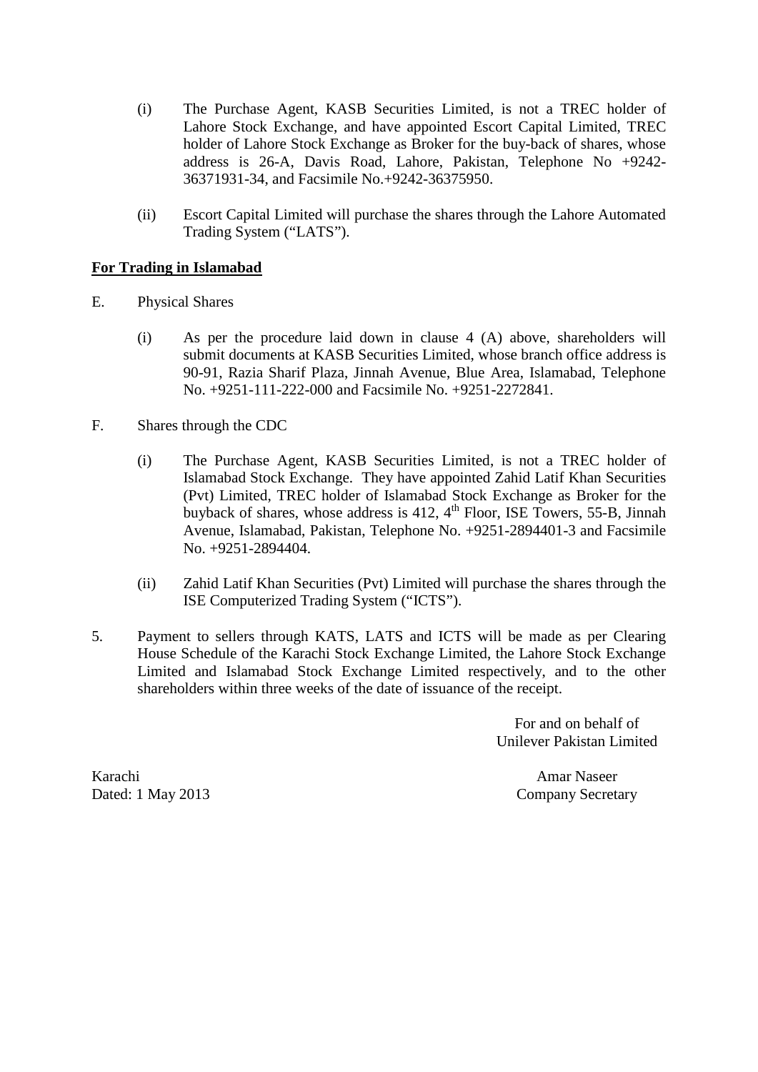(i) The Purchase Agent, KASB Securities Limited, is not a TREC holder of Lahore Stock Exchange, and have appointed Escort Capital Limited, TREC holder of Lahore Stock Exchange as Broker for the buy-back of shares, whose address is 26-A, Davis Road, Lahore, Pakistan, Telephone No +9242-36371931-34, and Facsimile No.+9242-36375950.

(ii) Escort Capital Limited will purchase the shares through the Lahore Automated Trading System ("LATS").

**For Trading in Islamabad**

E. Physical Shares

(i) As per the procedure laid down in clause 4 (A) above, shareholders will submit documents at KASB Securities Limited, whose branch office address is 90-91, Razia Sharif Plaza, Jinnah Avenue, Blue Area, Islamabad, Telephone No. +9251-111-222-000 and Facsimile No. +9251-2272841.

F. Shares through the CDC

(i) The Purchase Agent, KASB Securities Limited, is not a TREC holder of Islamabad Stock Exchange. They have appointed Zahid Latif Khan Securities (Pvt) Limited, TREC holder of Islamabad Stock Exchange as Broker for the buyback of shares, whose address is 412, 4th Floor, ISE Towers, 55-B, Jinnah Avenue, Islamabad, Pakistan, Telephone No. +9251-2894401-3 and Facsimile No. +9251-2894404.

(ii) Zahid Latif Khan Securities (Pvt) Limited will purchase the shares through the ISE Computerized Trading System ("ICTS").

5. Payment to sellers through KATS, LATS and ICTS will be made as per Clearing House Schedule of the Karachi Stock Exchange Limited, the Lahore Stock Exchange Limited and Islamabad Stock Exchange Limited respectively, and to the other shareholders within three weeks of the date of issuance of the receipt.

For and on behalf of
Unilever Pakistan Limited

Karachi
Dated: 1 May 2013

Amar Naseer
Company Secretary